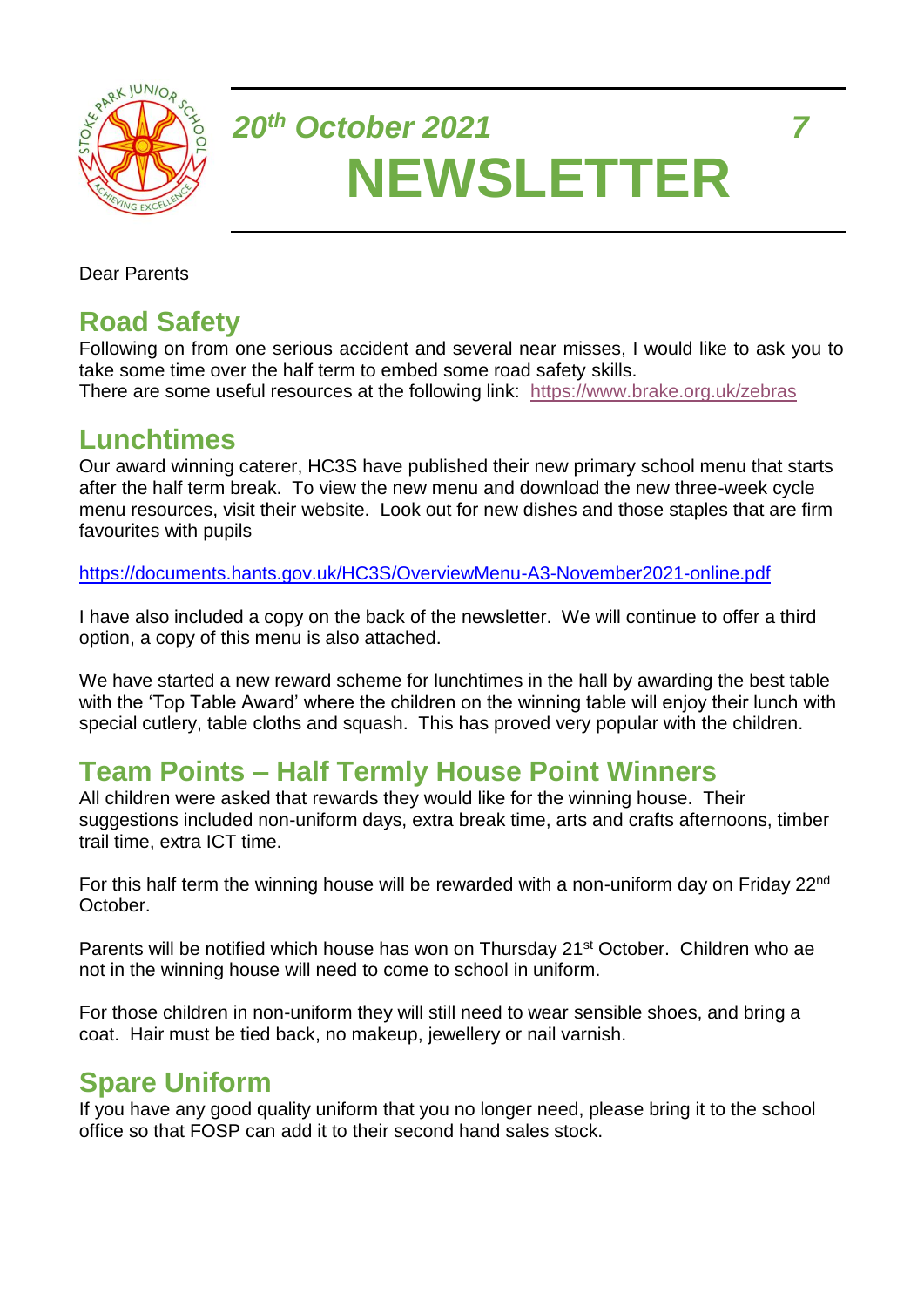*20th October 2021* *7*

# NEWSLETTER

Dear Parents

## Road Safety

Following on from one serious accident and several near misses, I would like to ask you to take some time over the half term to embed some road safety skills.
There are some useful resources at the following link: https://www.brake.org.uk/zebras

## Lunchtimes

Our award winning caterer, HC3S have published their new primary school menu that starts after the half term break. To view the new menu and download the new three-week cycle menu resources, visit their website. Look out for new dishes and those staples that are firm favourites with pupils

https://documents.hants.gov.uk/HC3S/OverviewMenu-A3-November2021-online.pdf

I have also included a copy on the back of the newsletter. We will continue to offer a third option, a copy of this menu is also attached.

We have started a new reward scheme for lunchtimes in the hall by awarding the best table with the 'Top Table Award' where the children on the winning table will enjoy their lunch with special cutlery, table cloths and squash. This has proved very popular with the children.

## Team Points – Half Termly House Point Winners

All children were asked that rewards they would like for the winning house. Their suggestions included non-uniform days, extra break time, arts and crafts afternoons, timber trail time, extra ICT time.

For this half term the winning house will be rewarded with a non-uniform day on Friday 22nd October.

Parents will be notified which house has won on Thursday 21st October. Children who ae not in the winning house will need to come to school in uniform.

For those children in non-uniform they will still need to wear sensible shoes, and bring a coat. Hair must be tied back, no makeup, jewellery or nail varnish.

## Spare Uniform

If you have any good quality uniform that you no longer need, please bring it to the school office so that FOSP can add it to their second hand sales stock.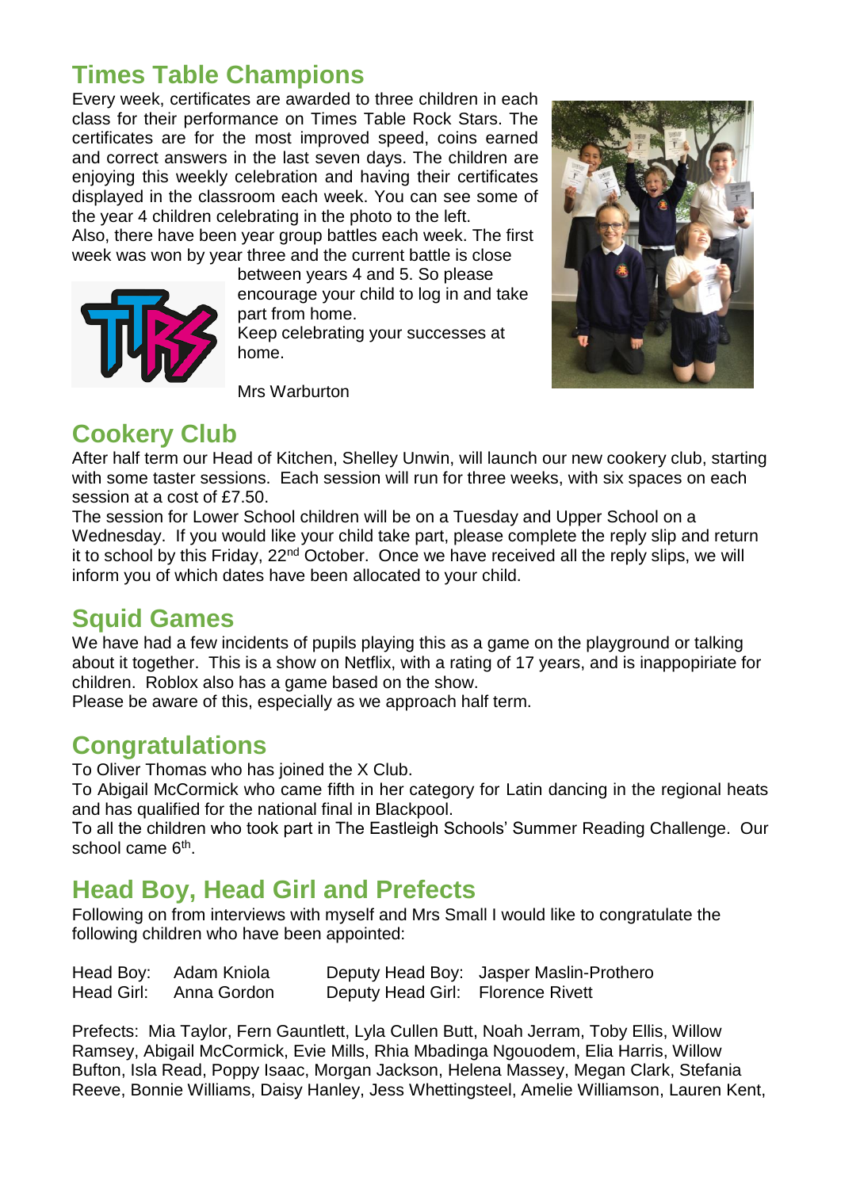## Times Table Champions

Every week, certificates are awarded to three children in each class for their performance on Times Table Rock Stars. The certificates are for the most improved speed, coins earned and correct answers in the last seven days. The children are enjoying this weekly celebration and having their certificates displayed in the classroom each week. You can see some of the year 4 children celebrating in the photo to the left.

Also, there have been year group battles each week. The first week was won by year three and the current battle is close between years 4 and 5. So please encourage your child to log in and take part from home.

Keep celebrating your successes at home.

Mrs Warburton

## Cookery Club

After half term our Head of Kitchen, Shelley Unwin, will launch our new cookery club, starting with some taster sessions. Each session will run for three weeks, with six spaces on each session at a cost of £7.50.

The session for Lower School children will be on a Tuesday and Upper School on a Wednesday. If you would like your child take part, please complete the reply slip and return it to school by this Friday, 22nd October. Once we have received all the reply slips, we will inform you of which dates have been allocated to your child.

## Squid Games

We have had a few incidents of pupils playing this as a game on the playground or talking about it together. This is a show on Netflix, with a rating of 17 years, and is inappopiriate for children. Roblox also has a game based on the show.

Please be aware of this, especially as we approach half term.

## Congratulations

To Oliver Thomas who has joined the X Club.

To Abigail McCormick who came fifth in her category for Latin dancing in the regional heats and has qualified for the national final in Blackpool.

To all the children who took part in The Eastleigh Schools' Summer Reading Challenge. Our school came 6th.

## Head Boy, Head Girl and Prefects

Following on from interviews with myself and Mrs Small I would like to congratulate the following children who have been appointed:

| | | | |
|---|---|---|---|
| Head Boy: | Adam Kniola | Deputy Head Boy: | Jasper Maslin-Prothero |
| Head Girl: | Anna Gordon | Deputy Head Girl: | Florence Rivett |

Prefects: Mia Taylor, Fern Gauntlett, Lyla Cullen Butt, Noah Jerram, Toby Ellis, Willow Ramsey, Abigail McCormick, Evie Mills, Rhia Mbadinga Ngouodem, Elia Harris, Willow Bufton, Isla Read, Poppy Isaac, Morgan Jackson, Helena Massey, Megan Clark, Stefania Reeve, Bonnie Williams, Daisy Hanley, Jess Whettingsteel, Amelie Williamson, Lauren Kent,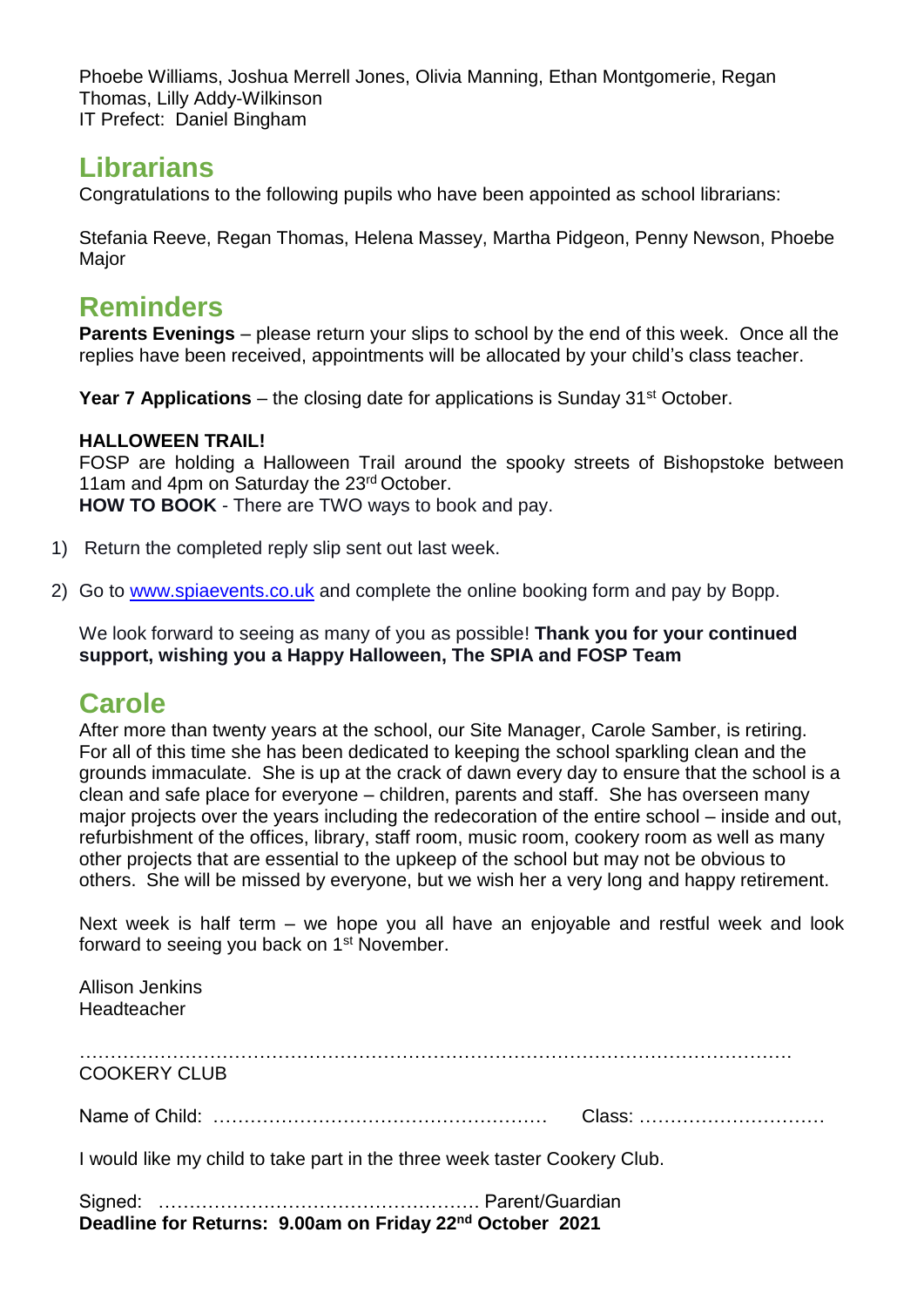Phoebe Williams, Joshua Merrell Jones, Olivia Manning, Ethan Montgomerie, Regan Thomas, Lilly Addy-Wilkinson
IT Prefect: Daniel Bingham

## Librarians

Congratulations to the following pupils who have been appointed as school librarians:

Stefania Reeve, Regan Thomas, Helena Massey, Martha Pidgeon, Penny Newson, Phoebe Major

## Reminders

**Parents Evenings** – please return your slips to school by the end of this week. Once all the replies have been received, appointments will be allocated by your child's class teacher.

**Year 7 Applications** – the closing date for applications is Sunday 31st October.

**HALLOWEEN TRAIL!**
FOSP are holding a Halloween Trail around the spooky streets of Bishopstoke between 11am and 4pm on Saturday the 23rd October.
**HOW TO BOOK** - There are TWO ways to book and pay.

1) Return the completed reply slip sent out last week.
2) Go to www.spiaevents.co.uk and complete the online booking form and pay by Bopp.

We look forward to seeing as many of you as possible! **Thank you for your continued support, wishing you a Happy Halloween, The SPIA and FOSP Team**

## Carole

After more than twenty years at the school, our Site Manager, Carole Samber, is retiring. For all of this time she has been dedicated to keeping the school sparkling clean and the grounds immaculate. She is up at the crack of dawn every day to ensure that the school is a clean and safe place for everyone – children, parents and staff. She has overseen many major projects over the years including the redecoration of the entire school – inside and out, refurbishment of the offices, library, staff room, music room, cookery room as well as many other projects that are essential to the upkeep of the school but may not be obvious to others. She will be missed by everyone, but we wish her a very long and happy retirement.

Next week is half term – we hope you all have an enjoyable and restful week and look forward to seeing you back on 1st November.

Allison Jenkins
Headteacher

…………………………………………………………………………………………………………

COOKERY CLUB

Name of Child: ……………………………………………… Class: …………………………

I would like my child to take part in the three week taster Cookery Club.

Signed: ……………………………………………. Parent/Guardian
**Deadline for Returns: 9.00am on Friday 22nd October 2021**